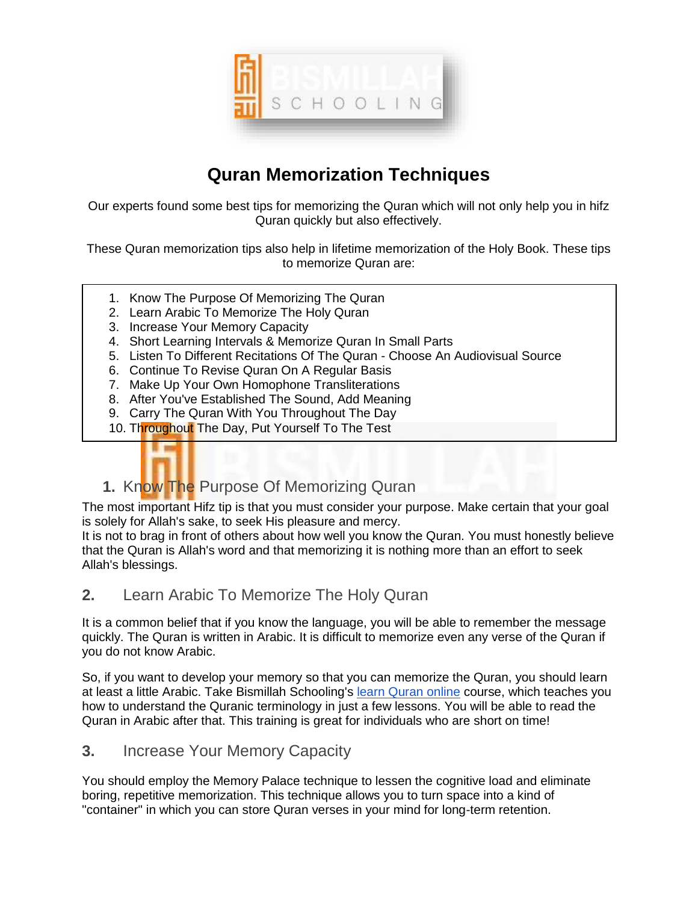# Quran Memorization Techniques

Our experts found some best tips for memorizing the Quran which will not only help you in hifz Quran quickly but also effectively.

These Quran memorization tips also help in lifetime memorization of the Holy Book. These tips to memorize Quran are:

1. Know The Purpose Of Memorizing The Quran
2. Learn Arabic To Memorize The Holy Quran
3. Increase Your Memory Capacity
4. Short Learning Intervals & Memorize Quran In Small Parts
5. Listen To Different Recitations Of The Quran - Choose An Audiovisual Source
6. Continue To Revise Quran On A Regular Basis
7. Make Up Your Own Homophone Transliterations
8. After You've Established The Sound, Add Meaning
9. Carry The Quran With You Throughout The Day
10. Throughout The Day, Put Yourself To The Test

## 1. Know The Purpose Of Memorizing Quran

The most important Hifz tip is that you must consider your purpose. Make certain that your goal is solely for Allah's sake, to seek His pleasure and mercy.
It is not to brag in front of others about how well you know the Quran. You must honestly believe that the Quran is Allah's word and that memorizing it is nothing more than an effort to seek Allah's blessings.

## 2. Learn Arabic To Memorize The Holy Quran

It is a common belief that if you know the language, you will be able to remember the message quickly. The Quran is written in Arabic. It is difficult to memorize even any verse of the Quran if you do not know Arabic.

So, if you want to develop your memory so that you can memorize the Quran, you should learn at least a little Arabic. Take Bismillah Schooling's learn Quran online course, which teaches you how to understand the Quranic terminology in just a few lessons. You will be able to read the Quran in Arabic after that. This training is great for individuals who are short on time!

## 3. Increase Your Memory Capacity

You should employ the Memory Palace technique to lessen the cognitive load and eliminate boring, repetitive memorization. This technique allows you to turn space into a kind of "container" in which you can store Quran verses in your mind for long-term retention.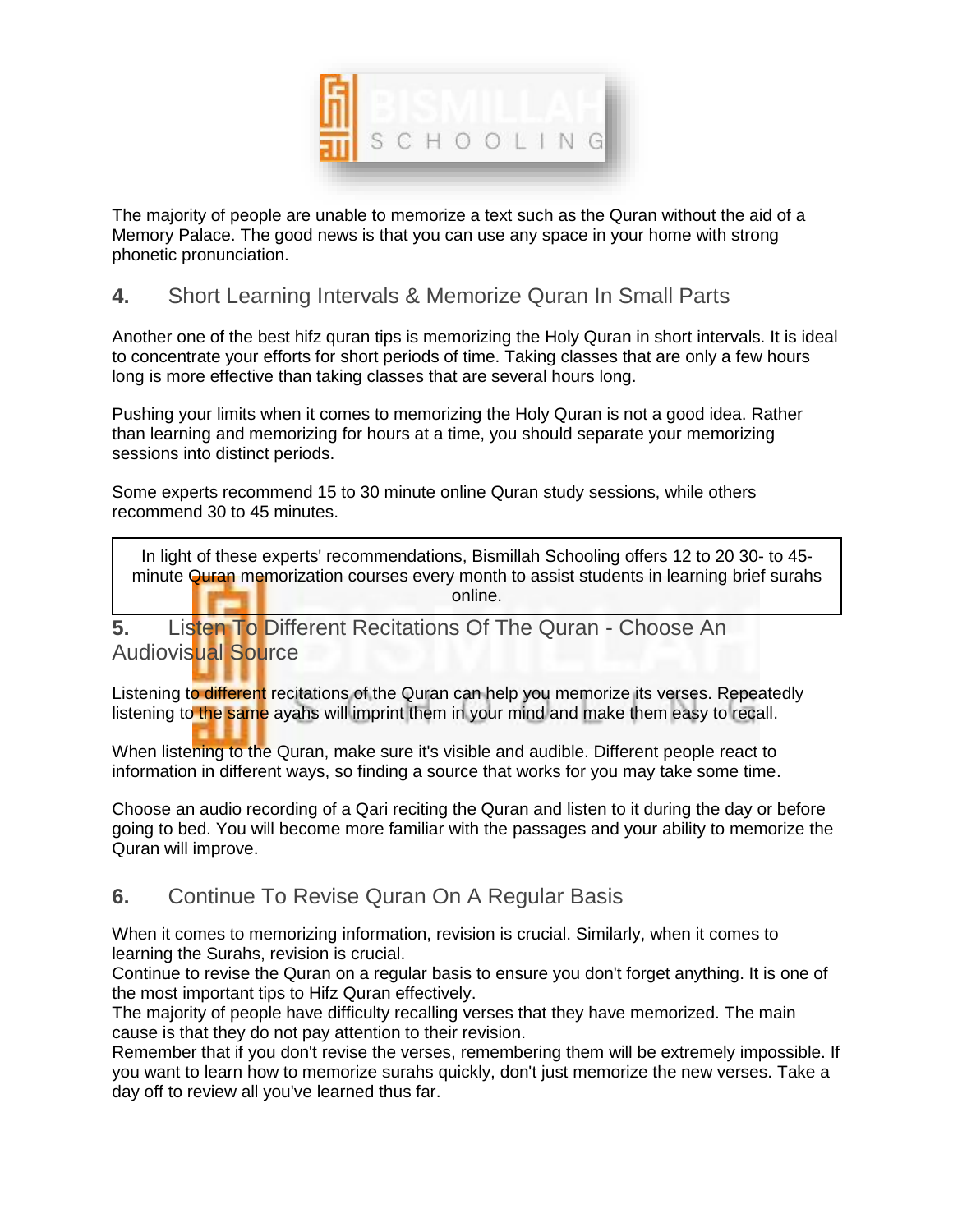The majority of people are unable to memorize a text such as the Quran without the aid of a Memory Palace. The good news is that you can use any space in your home with strong phonetic pronunciation.

## 4. Short Learning Intervals & Memorize Quran In Small Parts

Another one of the best hifz quran tips is memorizing the Holy Quran in short intervals. It is ideal to concentrate your efforts for short periods of time. Taking classes that are only a few hours long is more effective than taking classes that are several hours long.

Pushing your limits when it comes to memorizing the Holy Quran is not a good idea. Rather than learning and memorizing for hours at a time, you should separate your memorizing sessions into distinct periods.

Some experts recommend 15 to 30 minute online Quran study sessions, while others recommend 30 to 45 minutes.

> In light of these experts' recommendations, Bismillah Schooling offers 12 to 20 30- to 45-minute Quran memorization courses every month to assist students in learning brief surahs online.

## 5. Listen To Different Recitations Of The Quran - Choose An Audiovisual Source

Listening to different recitations of the Quran can help you memorize its verses. Repeatedly listening to the same ayahs will imprint them in your mind and make them easy to recall.

When listening to the Quran, make sure it's visible and audible. Different people react to information in different ways, so finding a source that works for you may take some time.

Choose an audio recording of a Qari reciting the Quran and listen to it during the day or before going to bed. You will become more familiar with the passages and your ability to memorize the Quran will improve.

## 6. Continue To Revise Quran On A Regular Basis

When it comes to memorizing information, revision is crucial. Similarly, when it comes to learning the Surahs, revision is crucial.
Continue to revise the Quran on a regular basis to ensure you don't forget anything. It is one of the most important tips to Hifz Quran effectively.
The majority of people have difficulty recalling verses that they have memorized. The main cause is that they do not pay attention to their revision.
Remember that if you don't revise the verses, remembering them will be extremely impossible. If you want to learn how to memorize surahs quickly, don't just memorize the new verses. Take a day off to review all you've learned thus far.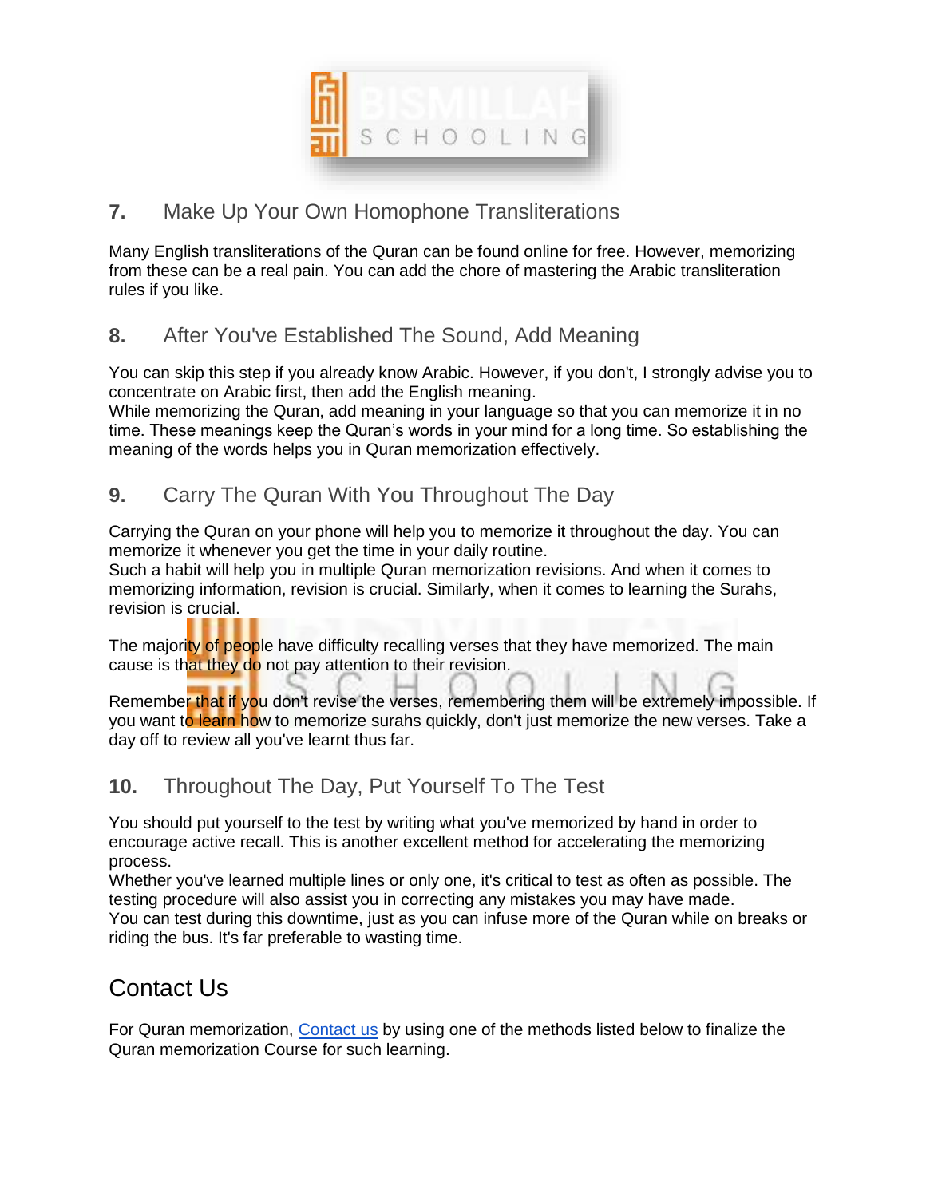## 7. Make Up Your Own Homophone Transliterations

Many English transliterations of the Quran can be found online for free. However, memorizing from these can be a real pain. You can add the chore of mastering the Arabic transliteration rules if you like.

## 8. After You've Established The Sound, Add Meaning

You can skip this step if you already know Arabic. However, if you don't, I strongly advise you to concentrate on Arabic first, then add the English meaning.
While memorizing the Quran, add meaning in your language so that you can memorize it in no time. These meanings keep the Quran's words in your mind for a long time. So establishing the meaning of the words helps you in Quran memorization effectively.

## 9. Carry The Quran With You Throughout The Day

Carrying the Quran on your phone will help you to memorize it throughout the day. You can memorize it whenever you get the time in your daily routine.
Such a habit will help you in multiple Quran memorization revisions. And when it comes to memorizing information, revision is crucial. Similarly, when it comes to learning the Surahs, revision is crucial.

The majority of people have difficulty recalling verses that they have memorized. The main cause is that they do not pay attention to their revision.

Remember that if you don't revise the verses, remembering them will be extremely impossible. If you want to learn how to memorize surahs quickly, don't just memorize the new verses. Take a day off to review all you've learnt thus far.

## 10. Throughout The Day, Put Yourself To The Test

You should put yourself to the test by writing what you've memorized by hand in order to encourage active recall. This is another excellent method for accelerating the memorizing process.
Whether you've learned multiple lines or only one, it's critical to test as often as possible. The testing procedure will also assist you in correcting any mistakes you may have made.
You can test during this downtime, just as you can infuse more of the Quran while on breaks or riding the bus. It's far preferable to wasting time.

# Contact Us

For Quran memorization, [Contact us](#) by using one of the methods listed below to finalize the Quran memorization Course for such learning.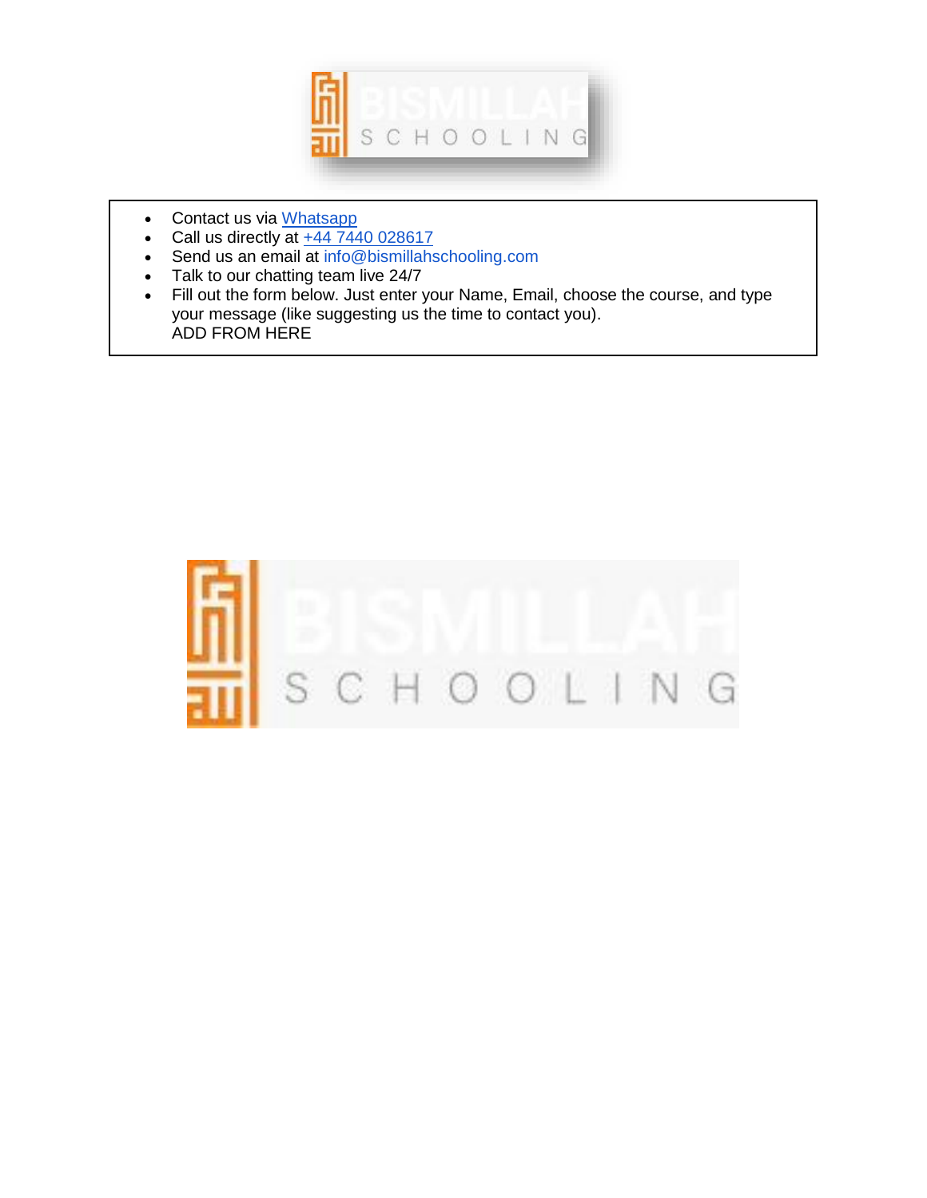- Contact us via Whatsapp
- Call us directly at +44 7440 028617
- Send us an email at info@bismillahschooling.com
- Talk to our chatting team live 24/7
- Fill out the form below. Just enter your Name, Email, choose the course, and type your message (like suggesting us the time to contact you).  
  ADD FROM HERE